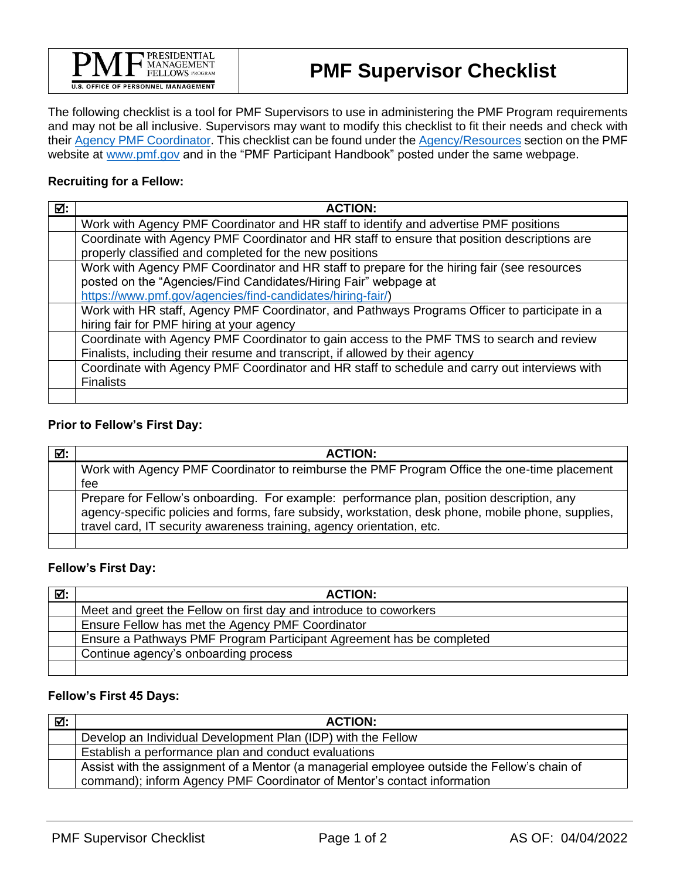# PMF Supervisor Checklist

The following checklist is a tool for PMF Supervisors to use in administering the PMF Program requirements and may not be all inclusive. Supervisors may want to modify this checklist to fit their needs and check with their Agency PMF Coordinator. This checklist can be found under the Agency/Resources section on the PMF website at www.pmf.gov and in the "PMF Participant Handbook" posted under the same webpage.

### Recruiting for a Fellow:

| ☑: | ACTION: |
|---|---|
| | Work with Agency PMF Coordinator and HR staff to identify and advertise PMF positions |
| | Coordinate with Agency PMF Coordinator and HR staff to ensure that position descriptions are properly classified and completed for the new positions |
| | Work with Agency PMF Coordinator and HR staff to prepare for the hiring fair (see resources posted on the "Agencies/Find Candidates/Hiring Fair" webpage at https://www.pmf.gov/agencies/find-candidates/hiring-fair/) |
| | Work with HR staff, Agency PMF Coordinator, and Pathways Programs Officer to participate in a hiring fair for PMF hiring at your agency |
| | Coordinate with Agency PMF Coordinator to gain access to the PMF TMS to search and review Finalists, including their resume and transcript, if allowed by their agency |
| | Coordinate with Agency PMF Coordinator and HR staff to schedule and carry out interviews with Finalists |
| | |

### Prior to Fellow's First Day:

| ☑: | ACTION: |
|---|---|
| | Work with Agency PMF Coordinator to reimburse the PMF Program Office the one-time placement fee |
| | Prepare for Fellow's onboarding. For example: performance plan, position description, any agency-specific policies and forms, fare subsidy, workstation, desk phone, mobile phone, supplies, travel card, IT security awareness training, agency orientation, etc. |
| | |

### Fellow's First Day:

| ☑: | ACTION: |
|---|---|
| | Meet and greet the Fellow on first day and introduce to coworkers |
| | Ensure Fellow has met the Agency PMF Coordinator |
| | Ensure a Pathways PMF Program Participant Agreement has be completed |
| | Continue agency's onboarding process |
| | |

### Fellow's First 45 Days:

| ☑: | ACTION: |
|---|---|
| | Develop an Individual Development Plan (IDP) with the Fellow |
| | Establish a performance plan and conduct evaluations |
| | Assist with the assignment of a Mentor (a managerial employee outside the Fellow's chain of command); inform Agency PMF Coordinator of Mentor's contact information |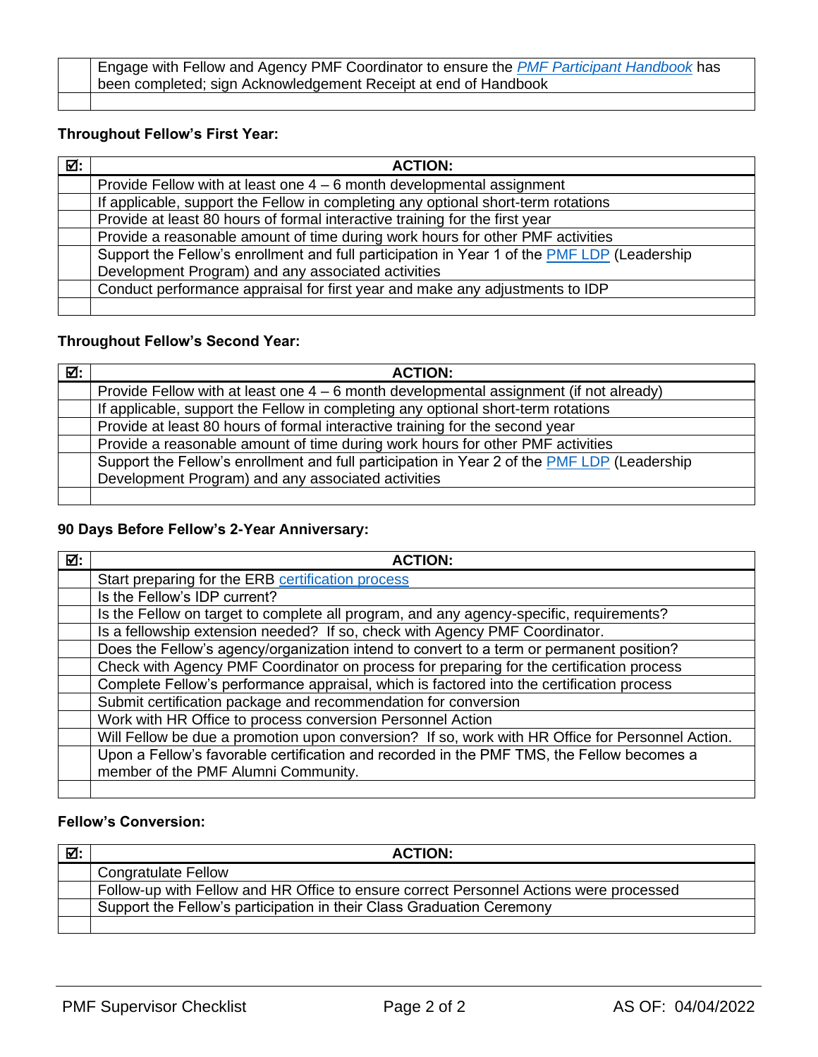| | |
|---|---|
| | Engage with Fellow and Agency PMF Coordinator to ensure the *PMF Participant Handbook* has been completed; sign Acknowledgement Receipt at end of Handbook |
| | |

**Throughout Fellow's First Year:**

| ☑: | ACTION: |
|---|---|
| | Provide Fellow with at least one 4 – 6 month developmental assignment |
| | If applicable, support the Fellow in completing any optional short-term rotations |
| | Provide at least 80 hours of formal interactive training for the first year |
| | Provide a reasonable amount of time during work hours for other PMF activities |
| | Support the Fellow's enrollment and full participation in Year 1 of the PMF LDP (Leadership Development Program) and any associated activities |
| | Conduct performance appraisal for first year and make any adjustments to IDP |
| | |

**Throughout Fellow's Second Year:**

| ☑: | ACTION: |
|---|---|
| | Provide Fellow with at least one 4 – 6 month developmental assignment (if not already) |
| | If applicable, support the Fellow in completing any optional short-term rotations |
| | Provide at least 80 hours of formal interactive training for the second year |
| | Provide a reasonable amount of time during work hours for other PMF activities |
| | Support the Fellow's enrollment and full participation in Year 2 of the PMF LDP (Leadership Development Program) and any associated activities |
| | |

**90 Days Before Fellow's 2-Year Anniversary:**

| ☑: | ACTION: |
|---|---|
| | Start preparing for the ERB certification process |
| | Is the Fellow's IDP current? |
| | Is the Fellow on target to complete all program, and any agency-specific, requirements? |
| | Is a fellowship extension needed? If so, check with Agency PMF Coordinator. |
| | Does the Fellow's agency/organization intend to convert to a term or permanent position? |
| | Check with Agency PMF Coordinator on process for preparing for the certification process |
| | Complete Fellow's performance appraisal, which is factored into the certification process |
| | Submit certification package and recommendation for conversion |
| | Work with HR Office to process conversion Personnel Action |
| | Will Fellow be due a promotion upon conversion? If so, work with HR Office for Personnel Action. |
| | Upon a Fellow's favorable certification and recorded in the PMF TMS, the Fellow becomes a member of the PMF Alumni Community. |
| | |

**Fellow's Conversion:**

| ☑: | ACTION: |
|---|---|
| | Congratulate Fellow |
| | Follow-up with Fellow and HR Office to ensure correct Personnel Actions were processed |
| | Support the Fellow's participation in their Class Graduation Ceremony |
| | |